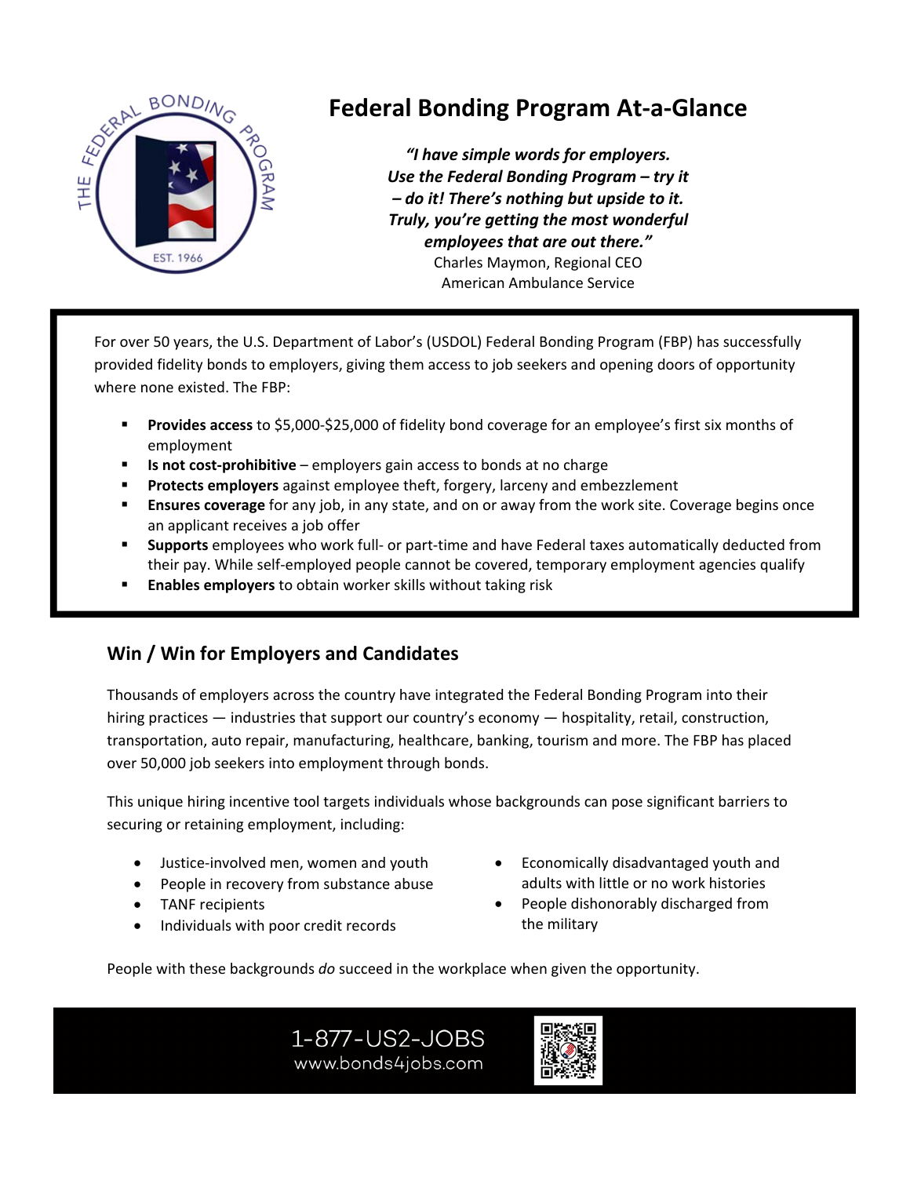# Federal Bonding Program At-a-Glance

***"I have simple words for employers. Use the Federal Bonding Program – try it – do it! There's nothing but upside to it. Truly, you're getting the most wonderful employees that are out there."***

Charles Maymon, Regional CEO
American Ambulance Service

For over 50 years, the U.S. Department of Labor's (USDOL) Federal Bonding Program (FBP) has successfully provided fidelity bonds to employers, giving them access to job seekers and opening doors of opportunity where none existed. The FBP:

- **Provides access** to $5,000-$25,000 of fidelity bond coverage for an employee's first six months of employment
- **Is not cost-prohibitive** – employers gain access to bonds at no charge
- **Protects employers** against employee theft, forgery, larceny and embezzlement
- **Ensures coverage** for any job, in any state, and on or away from the work site. Coverage begins once an applicant receives a job offer
- **Supports** employees who work full- or part-time and have Federal taxes automatically deducted from their pay. While self-employed people cannot be covered, temporary employment agencies qualify
- **Enables employers** to obtain worker skills without taking risk

## Win / Win for Employers and Candidates

Thousands of employers across the country have integrated the Federal Bonding Program into their hiring practices — industries that support our country's economy — hospitality, retail, construction, transportation, auto repair, manufacturing, healthcare, banking, tourism and more. The FBP has placed over 50,000 job seekers into employment through bonds.

This unique hiring incentive tool targets individuals whose backgrounds can pose significant barriers to securing or retaining employment, including:

- Justice-involved men, women and youth
- People in recovery from substance abuse
- TANF recipients
- Individuals with poor credit records
- Economically disadvantaged youth and adults with little or no work histories
- People dishonorably discharged from the military

People with these backgrounds *do* succeed in the workplace when given the opportunity.

1-877-US2-JOBS
www.bonds4jobs.com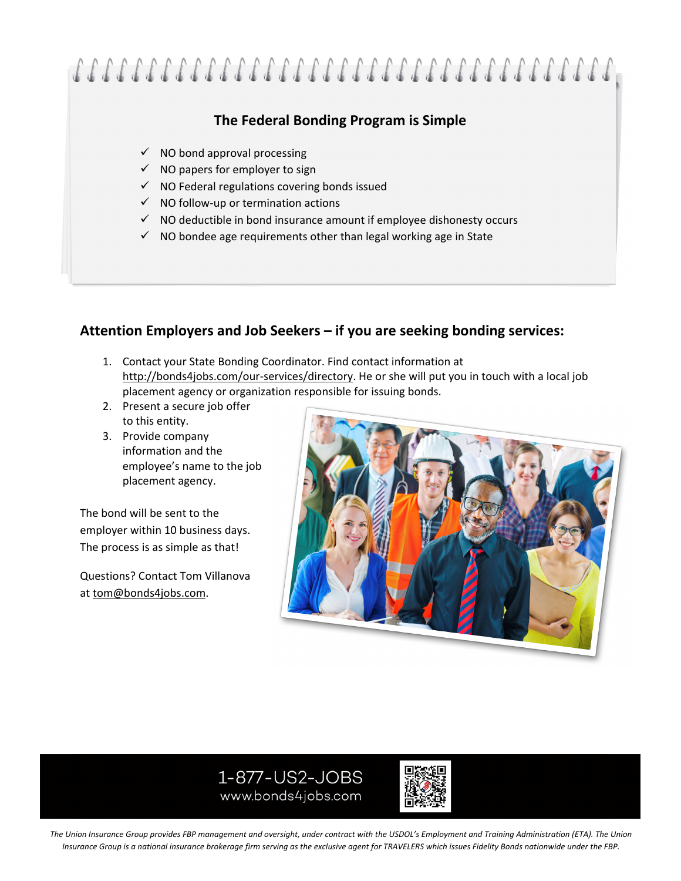## The Federal Bonding Program is Simple

- ✓ NO bond approval processing
- ✓ NO papers for employer to sign
- ✓ NO Federal regulations covering bonds issued
- ✓ NO follow-up or termination actions
- ✓ NO deductible in bond insurance amount if employee dishonesty occurs
- ✓ NO bondee age requirements other than legal working age in State

## Attention Employers and Job Seekers – if you are seeking bonding services:

1. Contact your State Bonding Coordinator. Find contact information at http://bonds4jobs.com/our-services/directory. He or she will put you in touch with a local job placement agency or organization responsible for issuing bonds.
2. Present a secure job offer to this entity.
3. Provide company information and the employee's name to the job placement agency.

The bond will be sent to the employer within 10 business days. The process is as simple as that!

Questions? Contact Tom Villanova at tom@bonds4jobs.com.

1-877-US2-JOBS
www.bonds4jobs.com

*The Union Insurance Group provides FBP management and oversight, under contract with the USDOL's Employment and Training Administration (ETA). The Union Insurance Group is a national insurance brokerage firm serving as the exclusive agent for TRAVELERS which issues Fidelity Bonds nationwide under the FBP.*